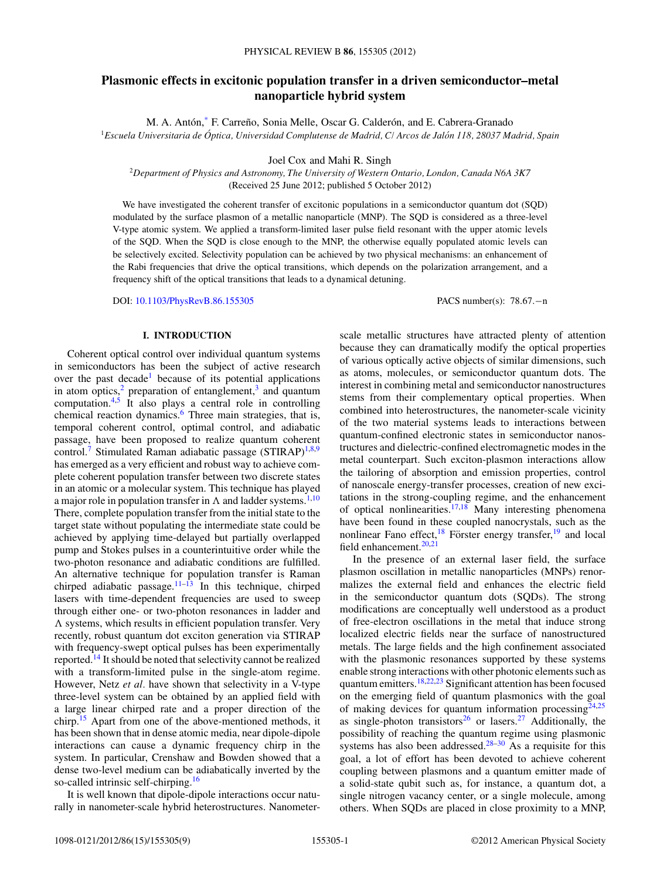# Plasmonic effects in excitonic population transfer in a driven semiconductor–metal nanoparticle hybrid system

M. A. Antón,* F. Carreño, Sonia Melle, Oscar G. Calderón, and E. Cabrera-Granado

[1]*Escuela Universitaria de Óptica, Universidad Complutense de Madrid, C/ Arcos de Jalón 118, 28037 Madrid, Spain*

Joel Cox and Mahi R. Singh

[2]*Department of Physics and Astronomy, The University of Western Ontario, London, Canada N6A 3K7*

(Received 25 June 2012; published 5 October 2012)

We have investigated the coherent transfer of excitonic populations in a semiconductor quantum dot (SQD) modulated by the surface plasmon of a metallic nanoparticle (MNP). The SQD is considered as a three-level V-type atomic system. We applied a transform-limited laser pulse field resonant with the upper atomic levels of the SQD. When the SQD is close enough to the MNP, the otherwise equally populated atomic levels can be selectively excited. Selectivity population can be achieved by two physical mechanisms: an enhancement of the Rabi frequencies that drive the optical transitions, which depends on the polarization arrangement, and a frequency shift of the optical transitions that leads to a dynamical detuning.

DOI: 10.1103/PhysRevB.86.155305 PACS number(s): 78.67.−n

## I. INTRODUCTION

Coherent optical control over individual quantum systems in semiconductors has been the subject of active research over the past decade[1] because of its potential applications in atom optics,[2] preparation of entanglement,[3] and quantum computation.[4,5] It also plays a central role in controlling chemical reaction dynamics.[6] Three main strategies, that is, temporal coherent control, optimal control, and adiabatic passage, have been proposed to realize quantum coherent control.[7] Stimulated Raman adiabatic passage (STIRAP)[1,8,9] has emerged as a very efficient and robust way to achieve complete coherent population transfer between two discrete states in an atomic or a molecular system. This technique has played a major role in population transfer in Λ and ladder systems.[1,10] There, complete population transfer from the initial state to the target state without populating the intermediate state could be achieved by applying time-delayed but partially overlapped pump and Stokes pulses in a counterintuitive order while the two-photon resonance and adiabatic conditions are fulfilled. An alternative technique for population transfer is Raman chirped adiabatic passage.[11–13] In this technique, chirped lasers with time-dependent frequencies are used to sweep through either one- or two-photon resonances in ladder and Λ systems, which results in efficient population transfer. Very recently, robust quantum dot exciton generation via STIRAP with frequency-swept optical pulses has been experimentally reported.[14] It should be noted that selectivity cannot be realized with a transform-limited pulse in the single-atom regime. However, Netz *et al.* have shown that selectivity in a V-type three-level system can be obtained by an applied field with a large linear chirped rate and a proper direction of the chirp.[15] Apart from one of the above-mentioned methods, it has been shown that in dense atomic media, near dipole-dipole interactions can cause a dynamic frequency chirp in the system. In particular, Crenshaw and Bowden showed that a dense two-level medium can be adiabatically inverted by the so-called intrinsic self-chirping.[16]

It is well known that dipole-dipole interactions occur naturally in nanometer-scale hybrid heterostructures. Nanometer-scale metallic structures have attracted plenty of attention because they can dramatically modify the optical properties of various optically active objects of similar dimensions, such as atoms, molecules, or semiconductor quantum dots. The interest in combining metal and semiconductor nanostructures stems from their complementary optical properties. When combined into heterostructures, the nanometer-scale vicinity of the two material systems leads to interactions between quantum-confined electronic states in semiconductor nanostructures and dielectric-confined electromagnetic modes in the metal counterpart. Such exciton-plasmon interactions allow the tailoring of absorption and emission properties, control of nanoscale energy-transfer processes, creation of new excitations in the strong-coupling regime, and the enhancement of optical nonlinearities.[17,18] Many interesting phenomena have been found in these coupled nanocrystals, such as the nonlinear Fano effect,[18] Förster energy transfer,[19] and local field enhancement.[20,21]

In the presence of an external laser field, the surface plasmon oscillation in metallic nanoparticles (MNPs) renormalizes the external field and enhances the electric field in the semiconductor quantum dots (SQDs). The strong modifications are conceptually well understood as a product of free-electron oscillations in the metal that induce strong localized electric fields near the surface of nanostructured metals. The large fields and the high confinement associated with the plasmonic resonances supported by these systems enable strong interactions with other photonic elements such as quantum emitters.[18,22,23] Significant attention has been focused on the emerging field of quantum plasmonics with the goal of making devices for quantum information processing[24,25] as single-photon transistors[26] or lasers.[27] Additionally, the possibility of reaching the quantum regime using plasmonic systems has also been addressed.[28–30] As a requisite for this goal, a lot of effort has been devoted to achieve coherent coupling between plasmons and a quantum emitter made of a solid-state qubit such as, for instance, a quantum dot, a single nitrogen vacancy center, or a single molecule, among others. When SQDs are placed in close proximity to a MNP,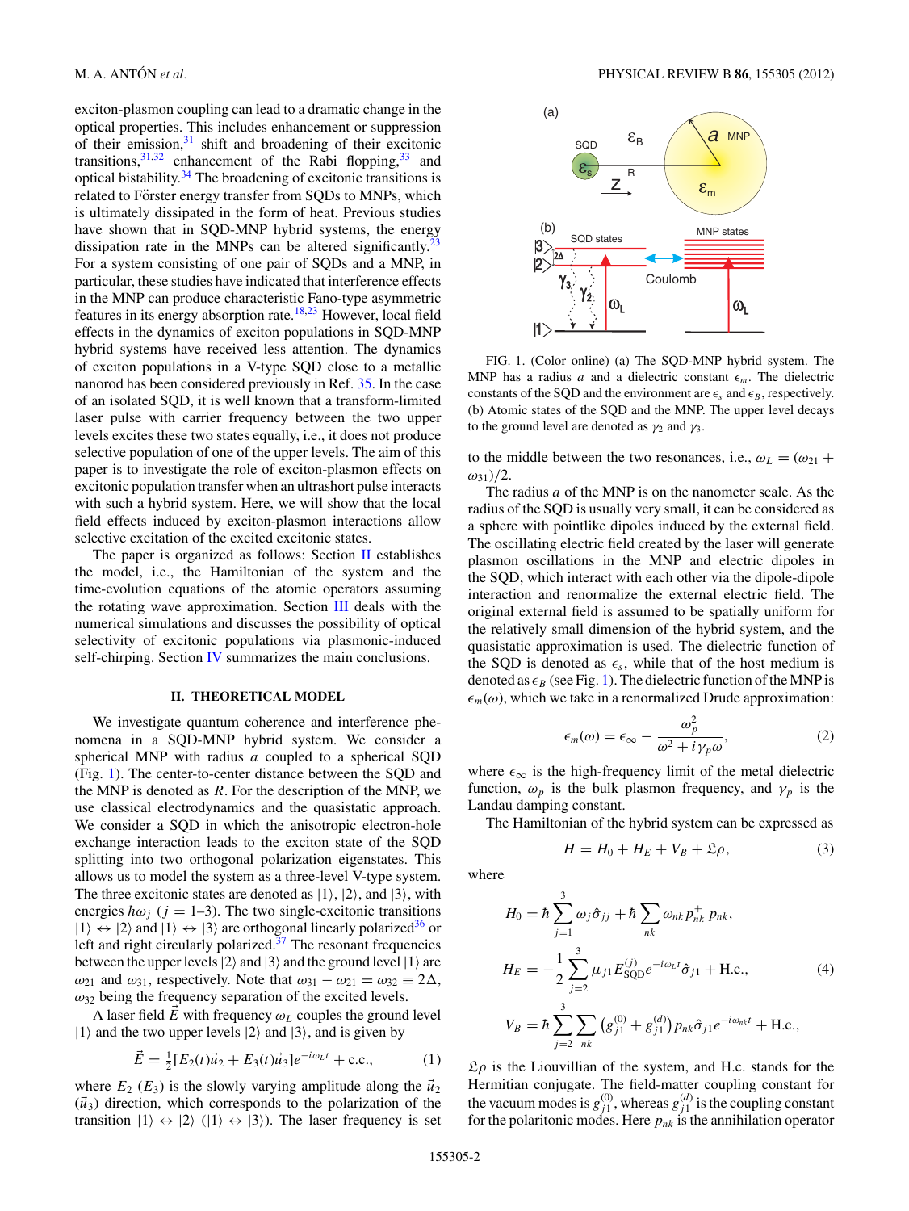exciton-plasmon coupling can lead to a dramatic change in the optical properties. This includes enhancement or suppression of their emission,[31] shift and broadening of their excitonic transitions,[31,32] enhancement of the Rabi flopping,[33] and optical bistability.[34] The broadening of excitonic transitions is related to Förster energy transfer from SQDs to MNPs, which is ultimately dissipated in the form of heat. Previous studies have shown that in SQD-MNP hybrid systems, the energy dissipation rate in the MNPs can be altered significantly.[23] For a system consisting of one pair of SQDs and a MNP, in particular, these studies have indicated that interference effects in the MNP can produce characteristic Fano-type asymmetric features in its energy absorption rate.[18,23] However, local field effects in the dynamics of exciton populations in SQD-MNP hybrid systems have received less attention. The dynamics of exciton populations in a V-type SQD close to a metallic nanorod has been considered previously in Ref. 35. In the case of an isolated SQD, it is well known that a transform-limited laser pulse with carrier frequency between the two upper levels excites these two states equally, i.e., it does not produce selective population of one of the upper levels. The aim of this paper is to investigate the role of exciton-plasmon effects on excitonic population transfer when an ultrashort pulse interacts with such a hybrid system. Here, we will show that the local field effects induced by exciton-plasmon interactions allow selective excitation of the excited excitonic states.

The paper is organized as follows: Section II establishes the model, i.e., the Hamiltonian of the system and the time-evolution equations of the atomic operators assuming the rotating wave approximation. Section III deals with the numerical simulations and discusses the possibility of optical selectivity of excitonic populations via plasmonic-induced self-chirping. Section IV summarizes the main conclusions.

## II. THEORETICAL MODEL

We investigate quantum coherence and interference phenomena in a SQD-MNP hybrid system. We consider a spherical MNP with radius $a$ coupled to a spherical SQD (Fig. 1). The center-to-center distance between the SQD and the MNP is denoted as $R$. For the description of the MNP, we use classical electrodynamics and the quasistatic approach. We consider a SQD in which the anisotropic electron-hole exchange interaction leads to the exciton state of the SQD splitting into two orthogonal polarization eigenstates. This allows us to model the system as a three-level V-type system. The three excitonic states are denoted as $|1\rangle$, $|2\rangle$, and $|3\rangle$, with energies $\hbar\omega_j$ ($j = 1$–3). The two single-excitonic transitions $|1\rangle \leftrightarrow |2\rangle$ and $|1\rangle \leftrightarrow |3\rangle$ are orthogonal linearly polarized[36] or left and right circularly polarized.[37] The resonant frequencies between the upper levels $|2\rangle$ and $|3\rangle$ and the ground level $|1\rangle$ are $\omega_{21}$ and $\omega_{31}$, respectively. Note that $\omega_{31} - \omega_{21} = \omega_{32} \equiv 2\Delta$, $\omega_{32}$ being the frequency separation of the excited levels.

A laser field $\vec{E}$ with frequency $\omega_L$ couples the ground level $|1\rangle$ and the two upper levels $|2\rangle$ and $|3\rangle$, and is given by

$$\vec{E} = \tfrac{1}{2}[E_2(t)\vec{u}_2 + E_3(t)\vec{u}_3]e^{-i\omega_L t} + \text{c.c.}, \tag{1}$$

where $E_2$ ($E_3$) is the slowly varying amplitude along the $\vec{u}_2$ ($\vec{u}_3$) direction, which corresponds to the polarization of the transition $|1\rangle \leftrightarrow |2\rangle$ ($|1\rangle \leftrightarrow |3\rangle$). The laser frequency is set to the middle between the two resonances, i.e., $\omega_L = (\omega_{21} + \omega_{31})/2$.

FIG. 1. (Color online) (a) The SQD-MNP hybrid system. The MNP has a radius $a$ and a dielectric constant $\epsilon_m$. The dielectric constants of the SQD and the environment are $\epsilon_s$ and $\epsilon_B$, respectively. (b) Atomic states of the SQD and the MNP. The upper level decays to the ground level are denoted as $\gamma_2$ and $\gamma_3$.

The radius $a$ of the MNP is on the nanometer scale. As the radius of the SQD is usually very small, it can be considered as a sphere with pointlike dipoles induced by the external field. The oscillating electric field created by the laser will generate plasmon oscillations in the MNP and electric dipoles in the SQD, which interact with each other via the dipole-dipole interaction and renormalize the external electric field. The original external field is assumed to be spatially uniform for the relatively small dimension of the hybrid system, and the quasistatic approximation is used. The dielectric function of the SQD is denoted as $\epsilon_s$, while that of the host medium is denoted as $\epsilon_B$ (see Fig. 1). The dielectric function of the MNP is $\epsilon_m(\omega)$, which we take in a renormalized Drude approximation:

$$\epsilon_m(\omega) = \epsilon_\infty - \frac{\omega_p^2}{\omega^2 + i\gamma_p\omega}, \tag{2}$$

where $\epsilon_\infty$ is the high-frequency limit of the metal dielectric function, $\omega_p$ is the bulk plasmon frequency, and $\gamma_p$ is the Landau damping constant.

The Hamiltonian of the hybrid system can be expressed as

$$H = H_0 + H_E + V_B + \mathfrak{L}\rho, \tag{3}$$

where

$$\begin{aligned}
H_0 &= \hbar\sum_{j=1}^{3}\omega_j\hat{\sigma}_{jj} + \hbar\sum_{nk}\omega_{nk}p_{nk}^{+}p_{nk},\\
H_E &= -\frac{1}{2}\sum_{j=2}^{3}\mu_{j1}E_{\text{SQD}}^{(j)}e^{-i\omega_L t}\hat{\sigma}_{j1} + \text{H.c.},\\
V_B &= \hbar\sum_{j=2}^{3}\sum_{nk}\left(g_{j1}^{(0)} + g_{j1}^{(d)}\right)p_{nk}\hat{\sigma}_{j1}e^{-i\omega_{nk}t} + \text{H.c.},
\end{aligned} \tag{4}$$

$\mathfrak{L}\rho$ is the Liouvillian of the system, and H.c. stands for the Hermitian conjugate. The field-matter coupling constant for the vacuum modes is $g_{j1}^{(0)}$, whereas $g_{j1}^{(d)}$ is the coupling constant for the polaritonic modes. Here $p_{nk}$ is the annihilation operator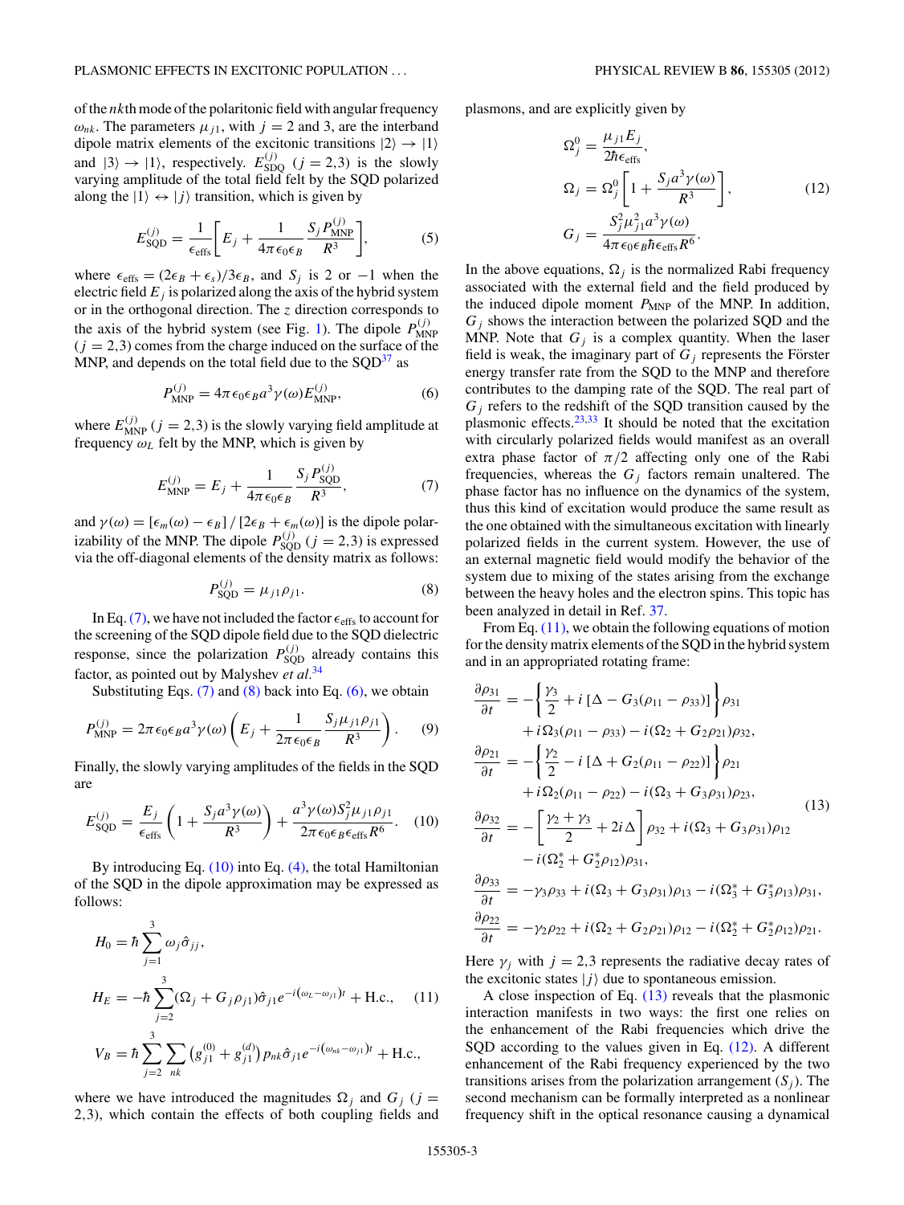of the $nk$th mode of the polaritonic field with angular frequency $\omega_{nk}$. The parameters $\mu_{j1}$, with $j = 2$ and 3, are the interband dipole matrix elements of the excitonic transitions $|2\rangle \to |1\rangle$ and $|3\rangle \to |1\rangle$, respectively. $E^{(j)}_{\rm SDQ}$ $(j = 2,3)$ is the slowly varying amplitude of the total field felt by the SQD polarized along the $|1\rangle \leftrightarrow |j\rangle$ transition, which is given by

$$E^{(j)}_{\rm SQD} = \frac{1}{\epsilon_{\rm effs}}\left[E_j + \frac{1}{4\pi\epsilon_0\epsilon_B}\frac{S_j P^{(j)}_{\rm MNP}}{R^3}\right], \tag{5}$$

where $\epsilon_{\rm effs} = (2\epsilon_B + \epsilon_s)/3\epsilon_B$, and $S_j$ is 2 or $-1$ when the electric field $E_j$ is polarized along the axis of the hybrid system or in the orthogonal direction. The $z$ direction corresponds to the axis of the hybrid system (see Fig. 1). The dipole $P^{(j)}_{\rm MNP}$ $(j = 2,3)$ comes from the charge induced on the surface of the MNP, and depends on the total field due to the SQD[37] as

$$P^{(j)}_{\rm MNP} = 4\pi\epsilon_0\epsilon_B a^3\gamma(\omega)E^{(j)}_{\rm MNP}, \tag{6}$$

where $E^{(j)}_{\rm MNP}$ $(j = 2,3)$ is the slowly varying field amplitude at frequency $\omega_L$ felt by the MNP, which is given by

$$E^{(j)}_{\rm MNP} = E_j + \frac{1}{4\pi\epsilon_0\epsilon_B}\frac{S_j P^{(j)}_{\rm SQD}}{R^3}, \tag{7}$$

and $\gamma(\omega) = [\epsilon_m(\omega) - \epsilon_B]/[2\epsilon_B + \epsilon_m(\omega)]$ is the dipole polarizability of the MNP. The dipole $P^{(j)}_{\rm SQD}$ $(j = 2,3)$ is expressed via the off-diagonal elements of the density matrix as follows:

$$P^{(j)}_{\rm SQD} = \mu_{j1}\rho_{j1}. \tag{8}$$

In Eq. (7), we have not included the factor $\epsilon_{\rm effs}$ to account for the screening of the SQD dipole field due to the SQD dielectric response, since the polarization $P^{(j)}_{\rm SQD}$ already contains this factor, as pointed out by Malyshev *et al.*[34]

Substituting Eqs. (7) and (8) back into Eq. (6), we obtain

$$P^{(j)}_{\rm MNP} = 2\pi\epsilon_0\epsilon_B a^3\gamma(\omega)\left(E_j + \frac{1}{2\pi\epsilon_0\epsilon_B}\frac{S_j\mu_{j1}\rho_{j1}}{R^3}\right). \tag{9}$$

Finally, the slowly varying amplitudes of the fields in the SQD are

$$E^{(j)}_{\rm SQD} = \frac{E_j}{\epsilon_{\rm effs}}\left(1 + \frac{S_j a^3\gamma(\omega)}{R^3}\right) + \frac{a^3\gamma(\omega)S_j^2\mu_{j1}\rho_{j1}}{2\pi\epsilon_0\epsilon_B\epsilon_{\rm effs}R^6}. \tag{10}$$

By introducing Eq. (10) into Eq. (4), the total Hamiltonian of the SQD in the dipole approximation may be expressed as follows:

$$\begin{aligned}
H_0 &= \hbar\sum_{j=1}^{3}\omega_j\hat{\sigma}_{jj},\\
H_E &= -\hbar\sum_{j=2}^{3}(\Omega_j + G_j\rho_{j1})\hat{\sigma}_{j1}e^{-i(\omega_L-\omega_{j1})t} + \text{H.c.},\\
V_B &= \hbar\sum_{j=2}^{3}\sum_{nk}\left(g^{(0)}_{j1} + g^{(d)}_{j1}\right)p_{nk}\hat{\sigma}_{j1}e^{-i(\omega_{nk}-\omega_{j1})t} + \text{H.c.},
\end{aligned} \tag{11}$$

where we have introduced the magnitudes $\Omega_j$ and $G_j$ $(j = 2,3)$, which contain the effects of both coupling fields and plasmons, and are explicitly given by

$$\begin{aligned}
\Omega^0_j &= \frac{\mu_{j1}E_j}{2\hbar\epsilon_{\rm effs}},\\
\Omega_j &= \Omega^0_j\left[1 + \frac{S_j a^3\gamma(\omega)}{R^3}\right],\\
G_j &= \frac{S_j^2\mu_{j1}^2 a^3\gamma(\omega)}{4\pi\epsilon_0\epsilon_B\hbar\epsilon_{\rm effs}R^6}.
\end{aligned} \tag{12}$$

In the above equations, $\Omega_j$ is the normalized Rabi frequency associated with the external field and the field produced by the induced dipole moment $P_{\rm MNP}$ of the MNP. In addition, $G_j$ shows the interaction between the polarized SQD and the MNP. Note that $G_j$ is a complex quantity. When the laser field is weak, the imaginary part of $G_j$ represents the Förster energy transfer rate from the SQD to the MNP and therefore contributes to the damping rate of the SQD. The real part of $G_j$ refers to the redshift of the SQD transition caused by the plasmonic effects.[23,33] It should be noted that the excitation with circularly polarized fields would manifest as an overall extra phase factor of $\pi/2$ affecting only one of the Rabi frequencies, whereas the $G_j$ factors remain unaltered. The phase factor has no influence on the dynamics of the system, thus this kind of excitation would produce the same result as the one obtained with the simultaneous excitation with linearly polarized fields in the current system. However, the use of an external magnetic field would modify the behavior of the system due to mixing of the states arising from the exchange between the heavy holes and the electron spins. This topic has been analyzed in detail in Ref. 37.

From Eq. (11), we obtain the following equations of motion for the density matrix elements of the SQD in the hybrid system and in an appropriated rotating frame:

$$\begin{aligned}
\frac{\partial\rho_{31}}{\partial t} &= -\left\{\frac{\gamma_3}{2} + i\left[\Delta - G_3(\rho_{11} - \rho_{33})\right]\right\}\rho_{31}\\
&\quad + i\Omega_3(\rho_{11} - \rho_{33}) - i(\Omega_2 + G_2\rho_{21})\rho_{32},\\
\frac{\partial\rho_{21}}{\partial t} &= -\left\{\frac{\gamma_2}{2} - i\left[\Delta + G_2(\rho_{11} - \rho_{22})\right]\right\}\rho_{21}\\
&\quad + i\Omega_2(\rho_{11} - \rho_{22}) - i(\Omega_3 + G_3\rho_{31})\rho_{23},\\
\frac{\partial\rho_{32}}{\partial t} &= -\left[\frac{\gamma_2 + \gamma_3}{2} + 2i\Delta\right]\rho_{32} + i(\Omega_3 + G_3\rho_{31})\rho_{12}\\
&\quad - i(\Omega_2^* + G_2^*\rho_{12})\rho_{31},\\
\frac{\partial\rho_{33}}{\partial t} &= -\gamma_3\rho_{33} + i(\Omega_3 + G_3\rho_{31})\rho_{13} - i(\Omega_3^* + G_3^*\rho_{13})\rho_{31},\\
\frac{\partial\rho_{22}}{\partial t} &= -\gamma_2\rho_{22} + i(\Omega_2 + G_2\rho_{21})\rho_{12} - i(\Omega_2^* + G_2^*\rho_{12})\rho_{21}.
\end{aligned} \tag{13}$$

Here $\gamma_j$ with $j = 2,3$ represents the radiative decay rates of the excitonic states $|j\rangle$ due to spontaneous emission.

A close inspection of Eq. (13) reveals that the plasmonic interaction manifests in two ways: the first one relies on the enhancement of the Rabi frequencies which drive the SQD according to the values given in Eq. (12). A different enhancement of the Rabi frequency experienced by the two transitions arises from the polarization arrangement $(S_j)$. The second mechanism can be formally interpreted as a nonlinear frequency shift in the optical resonance causing a dynamical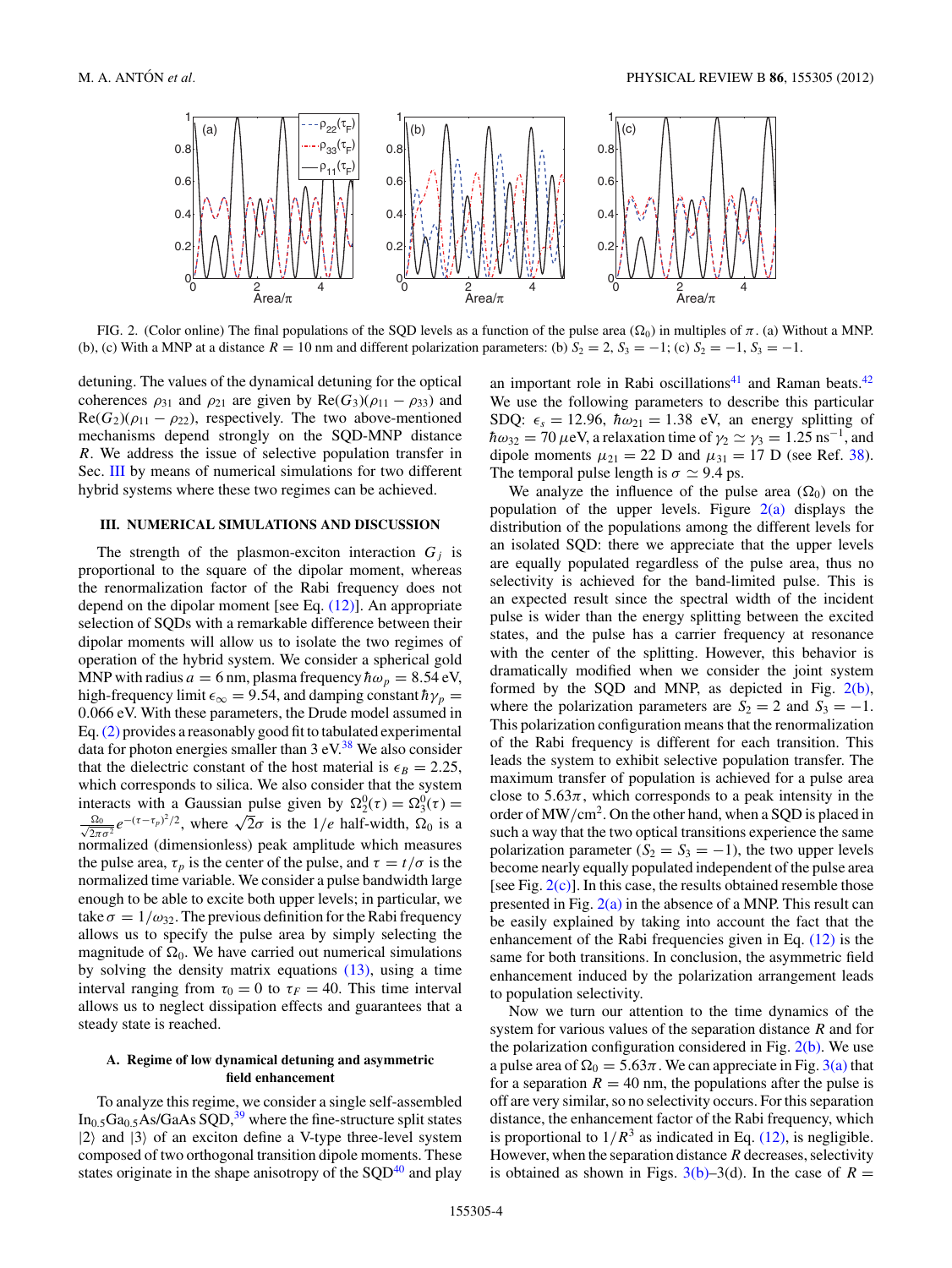FIG. 2. (Color online) The final populations of the SQD levels as a function of the pulse area ($\Omega_0$) in multiples of $\pi$. (a) Without a MNP. (b), (c) With a MNP at a distance $R = 10$ nm and different polarization parameters: (b) $S_2 = 2$, $S_3 = -1$; (c) $S_2 = -1$, $S_3 = -1$.

detuning. The values of the dynamical detuning for the optical coherences $\rho_{31}$ and $\rho_{21}$ are given by $\mathrm{Re}(G_3)(\rho_{11} - \rho_{33})$ and $\mathrm{Re}(G_2)(\rho_{11} - \rho_{22})$, respectively. The two above-mentioned mechanisms depend strongly on the SQD-MNP distance $R$. We address the issue of selective population transfer in Sec. III by means of numerical simulations for two different hybrid systems where these two regimes can be achieved.

## III. NUMERICAL SIMULATIONS AND DISCUSSION

The strength of the plasmon-exciton interaction $G_j$ is proportional to the square of the dipolar moment, whereas the renormalization factor of the Rabi frequency does not depend on the dipolar moment [see Eq. (12)]. An appropriate selection of SQDs with a remarkable difference between their dipolar moments will allow us to isolate the two regimes of operation of the hybrid system. We consider a spherical gold MNP with radius $a = 6$ nm, plasma frequency $\hbar\omega_p = 8.54$ eV, high-frequency limit $\epsilon_\infty = 9.54$, and damping constant $\hbar\gamma_p = 0.066$ eV. With these parameters, the Drude model assumed in Eq. (2) provides a reasonably good fit to tabulated experimental data for photon energies smaller than 3 eV.[38] We also consider that the dielectric constant of the host material is $\epsilon_B = 2.25$, which corresponds to silica. We also consider that the system interacts with a Gaussian pulse given by $\Omega_2^0(\tau) = \Omega_3^0(\tau) = \frac{\Omega_0}{\sqrt{2\pi\sigma^2}} e^{-(\tau-\tau_p)^2/2}$, where $\sqrt{2}\sigma$ is the $1/e$ half-width, $\Omega_0$ is a normalized (dimensionless) peak amplitude which measures the pulse area, $\tau_p$ is the center of the pulse, and $\tau = t/\sigma$ is the normalized time variable. We consider a pulse bandwidth large enough to be able to excite both upper levels; in particular, we take $\sigma = 1/\omega_{32}$. The previous definition for the Rabi frequency allows us to specify the pulse area by simply selecting the magnitude of $\Omega_0$. We have carried out numerical simulations by solving the density matrix equations (13), using a time interval ranging from $\tau_0 = 0$ to $\tau_F = 40$. This time interval allows us to neglect dissipation effects and guarantees that a steady state is reached.

### A. Regime of low dynamical detuning and asymmetric field enhancement

To analyze this regime, we consider a single self-assembled $In_{0.5}Ga_{0.5}As/GaAs$ SQD,[39] where the fine-structure split states $|2\rangle$ and $|3\rangle$ of an exciton define a V-type three-level system composed of two orthogonal transition dipole moments. These states originate in the shape anisotropy of the SQD[40] and play an important role in Rabi oscillations[41] and Raman beats.[42] We use the following parameters to describe this particular SDQ: $\epsilon_s = 12.96$, $\hbar\omega_{21} = 1.38$ eV, an energy splitting of $\hbar\omega_{32} = 70\,\mu$eV, a relaxation time of $\gamma_2 \simeq \gamma_3 = 1.25$ ns$^{-1}$, and dipole moments $\mu_{21} = 22$ D and $\mu_{31} = 17$ D (see Ref. 38). The temporal pulse length is $\sigma \simeq 9.4$ ps.

We analyze the influence of the pulse area ($\Omega_0$) on the population of the upper levels. Figure 2(a) displays the distribution of the populations among the different levels for an isolated SQD: there we appreciate that the upper levels are equally populated regardless of the pulse area, thus no selectivity is achieved for the band-limited pulse. This is an expected result since the spectral width of the incident pulse is wider than the energy splitting between the excited states, and the pulse has a carrier frequency at resonance with the center of the splitting. However, this behavior is dramatically modified when we consider the joint system formed by the SQD and MNP, as depicted in Fig. 2(b), where the polarization parameters are $S_2 = 2$ and $S_3 = -1$. This polarization configuration means that the renormalization of the Rabi frequency is different for each transition. This leads the system to exhibit selective population transfer. The maximum transfer of population is achieved for a pulse area close to $5.63\pi$, which corresponds to a peak intensity in the order of MW/cm$^2$. On the other hand, when a SQD is placed in such a way that the two optical transitions experience the same polarization parameter ($S_2 = S_3 = -1$), the two upper levels become nearly equally populated independent of the pulse area [see Fig. 2(c)]. In this case, the results obtained resemble those presented in Fig. 2(a) in the absence of a MNP. This result can be easily explained by taking into account the fact that the enhancement of the Rabi frequencies given in Eq. (12) is the same for both transitions. In conclusion, the asymmetric field enhancement induced by the polarization arrangement leads to population selectivity.

Now we turn our attention to the time dynamics of the system for various values of the separation distance $R$ and for the polarization configuration considered in Fig. 2(b). We use a pulse area of $\Omega_0 = 5.63\pi$. We can appreciate in Fig. 3(a) that for a separation $R = 40$ nm, the populations after the pulse is off are very similar, so no selectivity occurs. For this separation distance, the enhancement factor of the Rabi frequency, which is proportional to $1/R^3$ as indicated in Eq. (12), is negligible. However, when the separation distance $R$ decreases, selectivity is obtained as shown in Figs. 3(b)–3(d). In the case of $R =$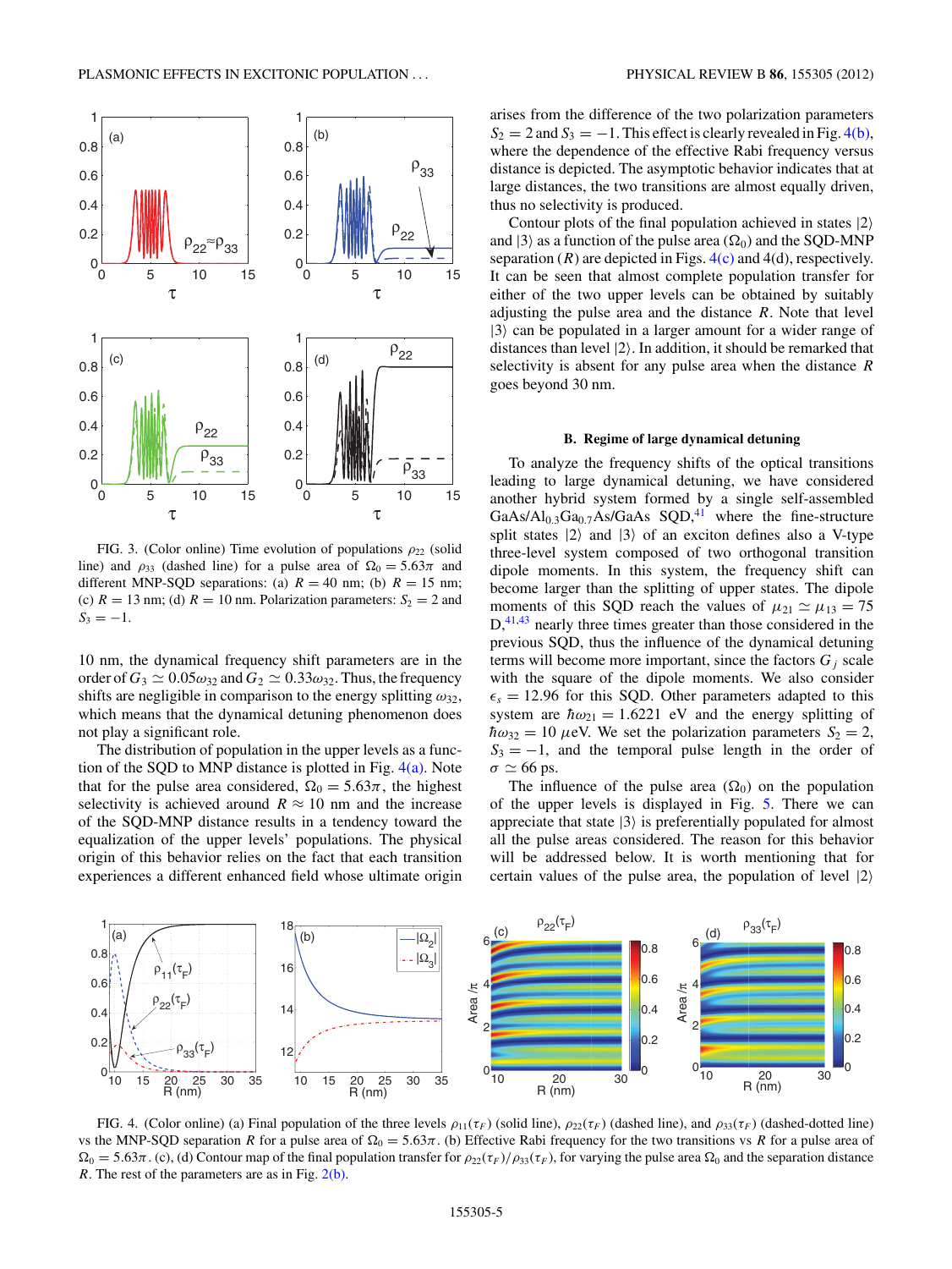FIG. 3. (Color online) Time evolution of populations $\rho_{22}$ (solid line) and $\rho_{33}$ (dashed line) for a pulse area of $\Omega_0 = 5.63\pi$ and different MNP-SQD separations: (a) $R = 40$ nm; (b) $R = 15$ nm; (c) $R = 13$ nm; (d) $R = 10$ nm. Polarization parameters: $S_2 = 2$ and $S_3 = -1$.

10 nm, the dynamical frequency shift parameters are in the order of $G_3 \simeq 0.05\omega_{32}$ and $G_2 \simeq 0.33\omega_{32}$. Thus, the frequency shifts are negligible in comparison to the energy splitting $\omega_{32}$, which means that the dynamical detuning phenomenon does not play a significant role.

The distribution of population in the upper levels as a function of the SQD to MNP distance is plotted in Fig. 4(a). Note that for the pulse area considered, $\Omega_0 = 5.63\pi$, the highest selectivity is achieved around $R \approx 10$ nm and the increase of the SQD-MNP distance results in a tendency toward the equalization of the upper levels' populations. The physical origin of this behavior relies on the fact that each transition experiences a different enhanced field whose ultimate origin arises from the difference of the two polarization parameters $S_2 = 2$ and $S_3 = -1$. This effect is clearly revealed in Fig. 4(b), where the dependence of the effective Rabi frequency versus distance is depicted. The asymptotic behavior indicates that at large distances, the two transitions are almost equally driven, thus no selectivity is produced.

Contour plots of the final population achieved in states $|2\rangle$ and $|3\rangle$ as a function of the pulse area ($\Omega_0$) and the SQD-MNP separation ($R$) are depicted in Figs. 4(c) and 4(d), respectively. It can be seen that almost complete population transfer for either of the two upper levels can be obtained by suitably adjusting the pulse area and the distance $R$. Note that level $|3\rangle$ can be populated in a larger amount for a wider range of distances than level $|2\rangle$. In addition, it should be remarked that selectivity is absent for any pulse area when the distance $R$ goes beyond 30 nm.

### B. Regime of large dynamical detuning

To analyze the frequency shifts of the optical transitions leading to large dynamical detuning, we have considered another hybrid system formed by a single self-assembled GaAs/$Al_{0.3}Ga_{0.7}$As/GaAs SQD,[41] where the fine-structure split states $|2\rangle$ and $|3\rangle$ of an exciton defines also a V-type three-level system composed of two orthogonal transition dipole moments. In this system, the frequency shift can become larger than the splitting of upper states. The dipole moments of this SQD reach the values of $\mu_{21} \simeq \mu_{13} = 75$ D,[41,43] nearly three times greater than those considered in the previous SQD, thus the influence of the dynamical detuning terms will become more important, since the factors $G_j$ scale with the square of the dipole moments. We also consider $\epsilon_s = 12.96$ for this SQD. Other parameters adapted to this system are $\hbar\omega_{21} = 1.6221$ eV and the energy splitting of $\hbar\omega_{32} = 10$ $\mu$eV. We set the polarization parameters $S_2 = 2$, $S_3 = -1$, and the temporal pulse length in the order of $\sigma \simeq 66$ ps.

The influence of the pulse area ($\Omega_0$) on the population of the upper levels is displayed in Fig. 5. There we can appreciate that state $|3\rangle$ is preferentially populated for almost all the pulse areas considered. The reason for this behavior will be addressed below. It is worth mentioning that for certain values of the pulse area, the population of level $|2\rangle$

FIG. 4. (Color online) (a) Final population of the three levels $\rho_{11}(\tau_F)$ (solid line), $\rho_{22}(\tau_F)$ (dashed line), and $\rho_{33}(\tau_F)$ (dashed-dotted line) vs the MNP-SQD separation $R$ for a pulse area of $\Omega_0 = 5.63\pi$. (b) Effective Rabi frequency for the two transitions vs $R$ for a pulse area of $\Omega_0 = 5.63\pi$. (c), (d) Contour map of the final population transfer for $\rho_{22}(\tau_F)/\rho_{33}(\tau_F)$, for varying the pulse area $\Omega_0$ and the separation distance $R$. The rest of the parameters are as in Fig. 2(b).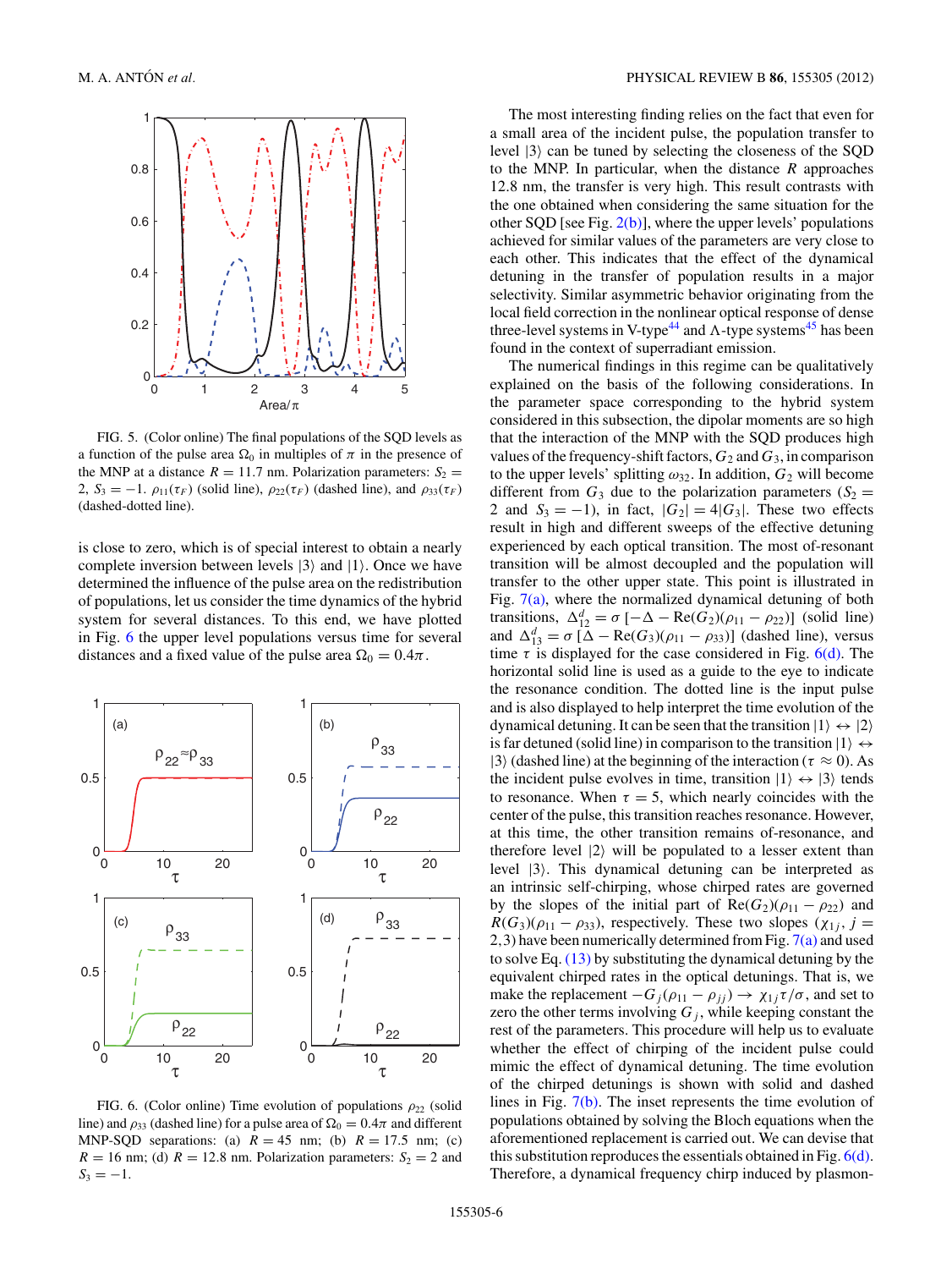FIG. 5. (Color online) The final populations of the SQD levels as a function of the pulse area $\Omega_0$ in multiples of $\pi$ in the presence of the MNP at a distance $R = 11.7$ nm. Polarization parameters: $S_2 = 2$, $S_3 = -1$. $\rho_{11}(\tau_F)$ (solid line), $\rho_{22}(\tau_F)$ (dashed line), and $\rho_{33}(\tau_F)$ (dashed-dotted line).

is close to zero, which is of special interest to obtain a nearly complete inversion between levels $|3\rangle$ and $|1\rangle$. Once we have determined the influence of the pulse area on the redistribution of populations, let us consider the time dynamics of the hybrid system for several distances. To this end, we have plotted in Fig. 6 the upper level populations versus time for several distances and a fixed value of the pulse area $\Omega_0 = 0.4\pi$.

FIG. 6. (Color online) Time evolution of populations $\rho_{22}$ (solid line) and $\rho_{33}$ (dashed line) for a pulse area of $\Omega_0 = 0.4\pi$ and different MNP-SQD separations: (a) $R = 45$ nm; (b) $R = 17.5$ nm; (c) $R = 16$ nm; (d) $R = 12.8$ nm. Polarization parameters: $S_2 = 2$ and $S_3 = -1$.

The most interesting finding relies on the fact that even for a small area of the incident pulse, the population transfer to level $|3\rangle$ can be tuned by selecting the closeness of the SQD to the MNP. In particular, when the distance $R$ approaches 12.8 nm, the transfer is very high. This result contrasts with the one obtained when considering the same situation for the other SQD [see Fig. 2(b)], where the upper levels' populations achieved for similar values of the parameters are very close to each other. This indicates that the effect of the dynamical detuning in the transfer of population results in a major selectivity. Similar asymmetric behavior originating from the local field correction in the nonlinear optical response of dense three-level systems in V-type[44] and Λ-type systems[45] has been found in the context of superradiant emission.

The numerical findings in this regime can be qualitatively explained on the basis of the following considerations. In the parameter space corresponding to the hybrid system considered in this subsection, the dipolar moments are so high that the interaction of the MNP with the SQD produces high values of the frequency-shift factors, $G_2$ and $G_3$, in comparison to the upper levels' splitting $\omega_{32}$. In addition, $G_2$ will become different from $G_3$ due to the polarization parameters ($S_2 = 2$ and $S_3 = -1$), in fact, $|G_2| = 4|G_3|$. These two effects result in high and different sweeps of the effective detuning experienced by each optical transition. The most of-resonant transition will be almost decoupled and the population will transfer to the other upper state. This point is illustrated in Fig. 7(a), where the normalized dynamical detuning of both transitions, $\Delta_{12}^d = \sigma\,[-\Delta - \mathrm{Re}(G_2)(\rho_{11} - \rho_{22})]$ (solid line) and $\Delta_{13}^d = \sigma\,[\Delta - \mathrm{Re}(G_3)(\rho_{11} - \rho_{33})]$ (dashed line), versus time $\tau$ is displayed for the case considered in Fig. 6(d). The horizontal solid line is used as a guide to the eye to indicate the resonance condition. The dotted line is the input pulse and is also displayed to help interpret the time evolution of the dynamical detuning. It can be seen that the transition $|1\rangle \leftrightarrow |2\rangle$ is far detuned (solid line) in comparison to the transition $|1\rangle \leftrightarrow |3\rangle$ (dashed line) at the beginning of the interaction ($\tau \approx 0$). As the incident pulse evolves in time, transition $|1\rangle \leftrightarrow |3\rangle$ tends to resonance. When $\tau = 5$, which nearly coincides with the center of the pulse, this transition reaches resonance. However, at this time, the other transition remains of-resonance, and therefore level $|2\rangle$ will be populated to a lesser extent than level $|3\rangle$. This dynamical detuning can be interpreted as an intrinsic self-chirping, whose chirped rates are governed by the slopes of the initial part of $\mathrm{Re}(G_2)(\rho_{11} - \rho_{22})$ and $R(G_3)(\rho_{11} - \rho_{33})$, respectively. These two slopes ($\chi_{1j}$, $j = 2,3$) have been numerically determined from Fig. 7(a) and used to solve Eq. (13) by substituting the dynamical detuning by the equivalent chirped rates in the optical detunings. That is, we make the replacement $-G_j(\rho_{11} - \rho_{jj}) \rightarrow \chi_{1j}\tau/\sigma$, and set to zero the other terms involving $G_j$, while keeping constant the rest of the parameters. This procedure will help us to evaluate whether the effect of chirping of the incident pulse could mimic the effect of dynamical detuning. The time evolution of the chirped detunings is shown with solid and dashed lines in Fig. 7(b). The inset represents the time evolution of populations obtained by solving the Bloch equations when the aforementioned replacement is carried out. We can devise that this substitution reproduces the essentials obtained in Fig. 6(d). Therefore, a dynamical frequency chirp induced by plasmon-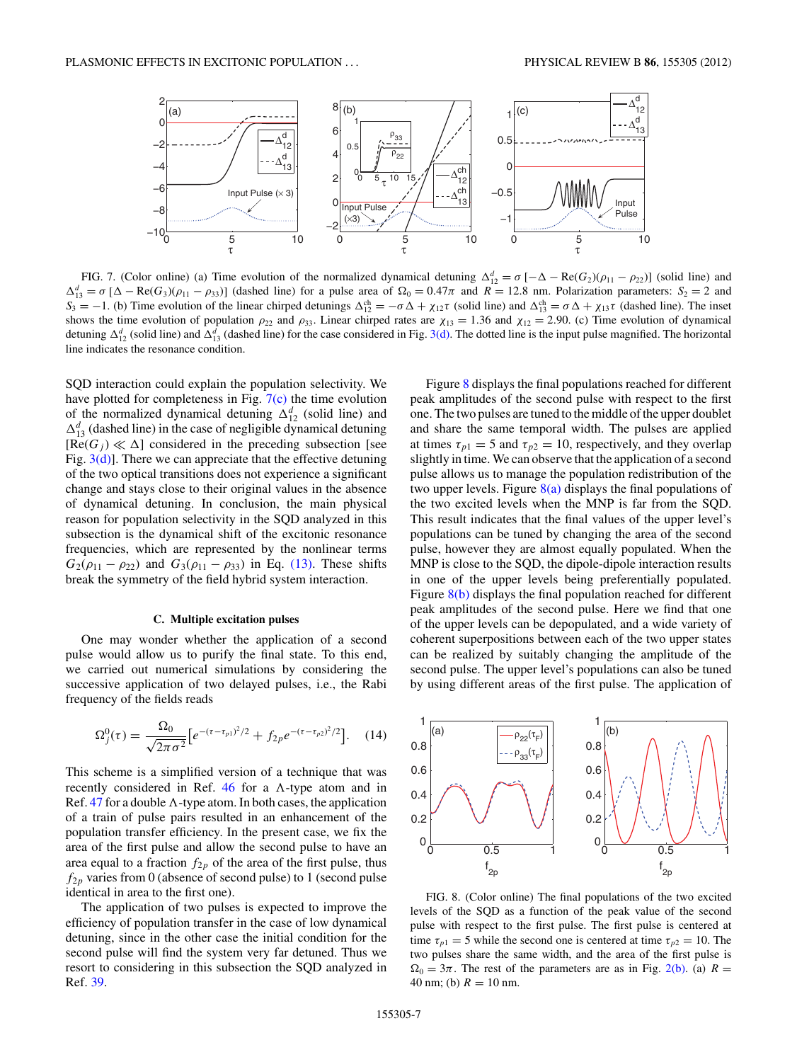FIG. 7. (Color online) (a) Time evolution of the normalized dynamical detuning $\Delta_{12}^d = \sigma\,[-\Delta - \mathrm{Re}(G_2)(\rho_{11}-\rho_{22})]$ (solid line) and $\Delta_{13}^d = \sigma\,[\Delta - \mathrm{Re}(G_3)(\rho_{11}-\rho_{33})]$ (dashed line) for a pulse area of $\Omega_0 = 0.47\pi$ and $R = 12.8$ nm. Polarization parameters: $S_2 = 2$ and $S_3 = -1$. (b) Time evolution of the linear chirped detunings $\Delta_{12}^{\rm ch} = -\sigma\,\Delta + \chi_{12}\tau$ (solid line) and $\Delta_{13}^{\rm ch} = \sigma\,\Delta + \chi_{13}\tau$ (dashed line). The inset shows the time evolution of population $\rho_{22}$ and $\rho_{33}$. Linear chirped rates are $\chi_{13} = 1.36$ and $\chi_{12} = 2.90$. (c) Time evolution of dynamical detuning $\Delta_{12}^d$ (solid line) and $\Delta_{13}^d$ (dashed line) for the case considered in Fig. 3(d). The dotted line is the input pulse magnified. The horizontal line indicates the resonance condition.

SQD interaction could explain the population selectivity. We have plotted for completeness in Fig. 7(c) the time evolution of the normalized dynamical detuning $\Delta_{12}^d$ (solid line) and $\Delta_{13}^d$ (dashed line) in the case of negligible dynamical detuning $[\mathrm{Re}(G_j) \ll \Delta]$ considered in the preceding subsection [see Fig. 3(d)]. There we can appreciate that the effective detuning of the two optical transitions does not experience a significant change and stays close to their original values in the absence of dynamical detuning. In conclusion, the main physical reason for population selectivity in the SQD analyzed in this subsection is the dynamical shift of the excitonic resonance frequencies, which are represented by the nonlinear terms $G_2(\rho_{11}-\rho_{22})$ and $G_3(\rho_{11}-\rho_{33})$ in Eq. (13). These shifts break the symmetry of the field hybrid system interaction.

### C. Multiple excitation pulses

One may wonder whether the application of a second pulse would allow us to purify the final state. To this end, we carried out numerical simulations by considering the successive application of two delayed pulses, i.e., the Rabi frequency of the fields reads

$$\Omega_j^0(\tau) = \frac{\Omega_0}{\sqrt{2\pi\sigma^2}}\left[e^{-(\tau-\tau_{p1})^2/2} + f_{2p}e^{-(\tau-\tau_{p2})^2/2}\right]. \quad (14)$$

This scheme is a simplified version of a technique that was recently considered in Ref. 46 for a $\Lambda$-type atom and in Ref. 47 for a double $\Lambda$-type atom. In both cases, the application of a train of pulse pairs resulted in an enhancement of the population transfer efficiency. In the present case, we fix the area of the first pulse and allow the second pulse to have an area equal to a fraction $f_{2p}$ of the area of the first pulse, thus $f_{2p}$ varies from 0 (absence of second pulse) to 1 (second pulse identical in area to the first one).

The application of two pulses is expected to improve the efficiency of population transfer in the case of low dynamical detuning, since in the other case the initial condition for the second pulse will find the system very far detuned. Thus we resort to considering in this subsection the SQD analyzed in Ref. 39.

Figure 8 displays the final populations reached for different peak amplitudes of the second pulse with respect to the first one. The two pulses are tuned to the middle of the upper doublet and share the same temporal width. The pulses are applied at times $\tau_{p1} = 5$ and $\tau_{p2} = 10$, respectively, and they overlap slightly in time. We can observe that the application of a second pulse allows us to manage the population redistribution of the two upper levels. Figure 8(a) displays the final populations of the two excited levels when the MNP is far from the SQD. This result indicates that the final values of the upper level's populations can be tuned by changing the area of the second pulse, however they are almost equally populated. When the MNP is close to the SQD, the dipole-dipole interaction results in one of the upper levels being preferentially populated. Figure 8(b) displays the final population reached for different peak amplitudes of the second pulse. Here we find that one of the upper levels can be depopulated, and a wide variety of coherent superpositions between each of the two upper states can be realized by suitably changing the amplitude of the second pulse. The upper level's populations can also be tuned by using different areas of the first pulse. The application of

FIG. 8. (Color online) The final populations of the two excited levels of the SQD as a function of the peak value of the second pulse with respect to the first pulse. The first pulse is centered at time $\tau_{p1} = 5$ while the second one is centered at time $\tau_{p2} = 10$. The two pulses share the same width, and the area of the first pulse is $\Omega_0 = 3\pi$. The rest of the parameters are as in Fig. 2(b). (a) $R = 40$ nm; (b) $R = 10$ nm.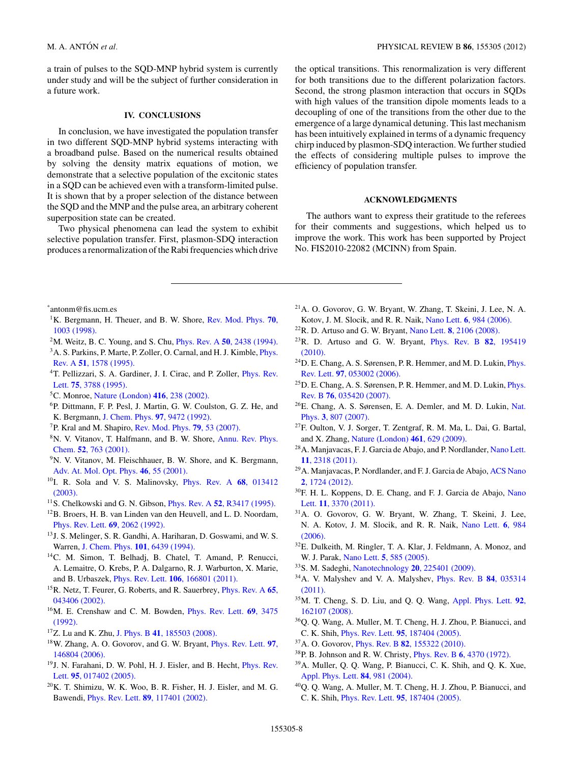a train of pulses to the SQD-MNP hybrid system is currently under study and will be the subject of further consideration in a future work.

## IV. CONCLUSIONS

In conclusion, we have investigated the population transfer in two different SQD-MNP hybrid systems interacting with a broadband pulse. Based on the numerical results obtained by solving the density matrix equations of motion, we demonstrate that a selective population of the excitonic states in a SQD can be achieved even with a transform-limited pulse. It is shown that by a proper selection of the distance between the SQD and the MNP and the pulse area, an arbitrary coherent superposition state can be created.

Two physical phenomena can lead the system to exhibit selective population transfer. First, plasmon-SDQ interaction produces a renormalization of the Rabi frequencies which drive the optical transitions. This renormalization is very different for both transitions due to the different polarization factors. Second, the strong plasmon interaction that occurs in SQDs with high values of the transition dipole moments leads to a decoupling of one of the transitions from the other due to the emergence of a large dynamical detuning. This last mechanism has been intuitively explained in terms of a dynamic frequency chirp induced by plasmon-SDQ interaction. We further studied the effects of considering multiple pulses to improve the efficiency of population transfer.

## ACKNOWLEDGMENTS

The authors want to express their gratitude to the referees for their comments and suggestions, which helped us to improve the work. This work has been supported by Project No. FIS2010-22082 (MCINN) from Spain.

---

*antonm@fis.ucm.es

[1] K. Bergmann, H. Theuer, and B. W. Shore, Rev. Mod. Phys. **70**, 1003 (1998).

[2] M. Weitz, B. C. Young, and S. Chu, Phys. Rev. A **50**, 2438 (1994).

[3] A. S. Parkins, P. Marte, P. Zoller, O. Carnal, and H. J. Kimble, Phys. Rev. A **51**, 1578 (1995).

[4] T. Pellizzari, S. A. Gardiner, J. I. Cirac, and P. Zoller, Phys. Rev. Lett. **75**, 3788 (1995).

[5] C. Monroe, Nature (London) **416**, 238 (2002).

[6] P. Dittmann, F. P. Pesl, J. Martin, G. W. Coulston, G. Z. He, and K. Bergmann, J. Chem. Phys. **97**, 9472 (1992).

[7] P. Kral and M. Shapiro, Rev. Mod. Phys. **79**, 53 (2007).

[8] N. V. Vitanov, T. Halfmann, and B. W. Shore, Annu. Rev. Phys. Chem. **52**, 763 (2001).

[9] N. V. Vitanov, M. Fleischhauer, B. W. Shore, and K. Bergmann, Adv. At. Mol. Opt. Phys. **46**, 55 (2001).

[10] I. R. Sola and V. S. Malinovsky, Phys. Rev. A **68**, 013412 (2003).

[11] S. Chelkowski and G. N. Gibson, Phys. Rev. A **52**, R3417 (1995).

[12] B. Broers, H. B. van Linden van den Heuvell, and L. D. Noordam, Phys. Rev. Lett. **69**, 2062 (1992).

[13] J. S. Melinger, S. R. Gandhi, A. Hariharan, D. Goswami, and W. S. Warren, J. Chem. Phys. **101**, 6439 (1994).

[14] C. M. Simon, T. Belhadj, B. Chatel, T. Amand, P. Renucci, A. Lemaitre, O. Krebs, P. A. Dalgarno, R. J. Warburton, X. Marie, and B. Urbaszek, Phys. Rev. Lett. **106**, 166801 (2011).

[15] R. Netz, T. Feurer, G. Roberts, and R. Sauerbrey, Phys. Rev. A **65**, 043406 (2002).

[16] M. E. Crenshaw and C. M. Bowden, Phys. Rev. Lett. **69**, 3475 (1992).

[17] Z. Lu and K. Zhu, J. Phys. B **41**, 185503 (2008).

[18] W. Zhang, A. O. Govorov, and G. W. Bryant, Phys. Rev. Lett. **97**, 146804 (2006).

[19] J. N. Farahani, D. W. Pohl, H. J. Eisler, and B. Hecht, Phys. Rev. Lett. **95**, 017402 (2005).

[20] K. T. Shimizu, W. K. Woo, B. R. Fisher, H. J. Eisler, and M. G. Bawendi, Phys. Rev. Lett. **89**, 117401 (2002).

[21] A. O. Govorov, G. W. Bryant, W. Zhang, T. Skeini, J. Lee, N. A. Kotov, J. M. Slocik, and R. R. Naik, Nano Lett. **6**, 984 (2006).

[22] R. D. Artuso and G. W. Bryant, Nano Lett. **8**, 2106 (2008).

[23] R. D. Artuso and G. W. Bryant, Phys. Rev. B **82**, 195419 (2010).

[24] D. E. Chang, A. S. Sørensen, P. R. Hemmer, and M. D. Lukin, Phys. Rev. Lett. **97**, 053002 (2006).

[25] D. E. Chang, A. S. Sørensen, P. R. Hemmer, and M. D. Lukin, Phys. Rev. B **76**, 035420 (2007).

[26] E. Chang, A. S. Sørensen, E. A. Demler, and M. D. Lukin, Nat. Phys. **3**, 807 (2007).

[27] F. Oulton, V. J. Sorger, T. Zentgraf, R. M. Ma, L. Dai, G. Bartal, and X. Zhang, Nature (London) **461**, 629 (2009).

[28] A. Manjavacas, F. J. Garcia de Abajo, and P. Nordlander, Nano Lett. **11**, 2318 (2011).

[29] A. Manjavacas, P. Nordlander, and F. J. Garcia de Abajo, ACS Nano **2**, 1724 (2012).

[30] F. H. L. Koppens, D. E. Chang, and F. J. Garcia de Abajo, Nano Lett. **11**, 3370 (2011).

[31] A. O. Govorov, G. W. Bryant, W. Zhang, T. Skeini, J. Lee, N. A. Kotov, J. M. Slocik, and R. R. Naik, Nano Lett. **6**, 984 (2006).

[32] E. Dulkeith, M. Ringler, T. A. Klar, J. Feldmann, A. Monoz, and W. J. Parak, Nano Lett. **5**, 585 (2005).

[33] S. M. Sadeghi, Nanotechnology **20**, 225401 (2009).

[34] A. V. Malyshev and V. A. Malyshev, Phys. Rev. B **84**, 035314 (2011).

[35] M. T. Cheng, S. D. Liu, and Q. Q. Wang, Appl. Phys. Lett. **92**, 162107 (2008).

[36] Q. Q. Wang, A. Muller, M. T. Cheng, H. J. Zhou, P. Bianucci, and C. K. Shih, Phys. Rev. Lett. **95**, 187404 (2005).

[37] A. O. Govorov, Phys. Rev. B **82**, 155322 (2010).

[38] P. B. Johnson and R. W. Christy, Phys. Rev. B **6**, 4370 (1972).

[39] A. Muller, Q. Q. Wang, P. Bianucci, C. K. Shih, and Q. K. Xue, Appl. Phys. Lett. **84**, 981 (2004).

[40] Q. Q. Wang, A. Muller, M. T. Cheng, H. J. Zhou, P. Bianucci, and C. K. Shih, Phys. Rev. Lett. **95**, 187404 (2005).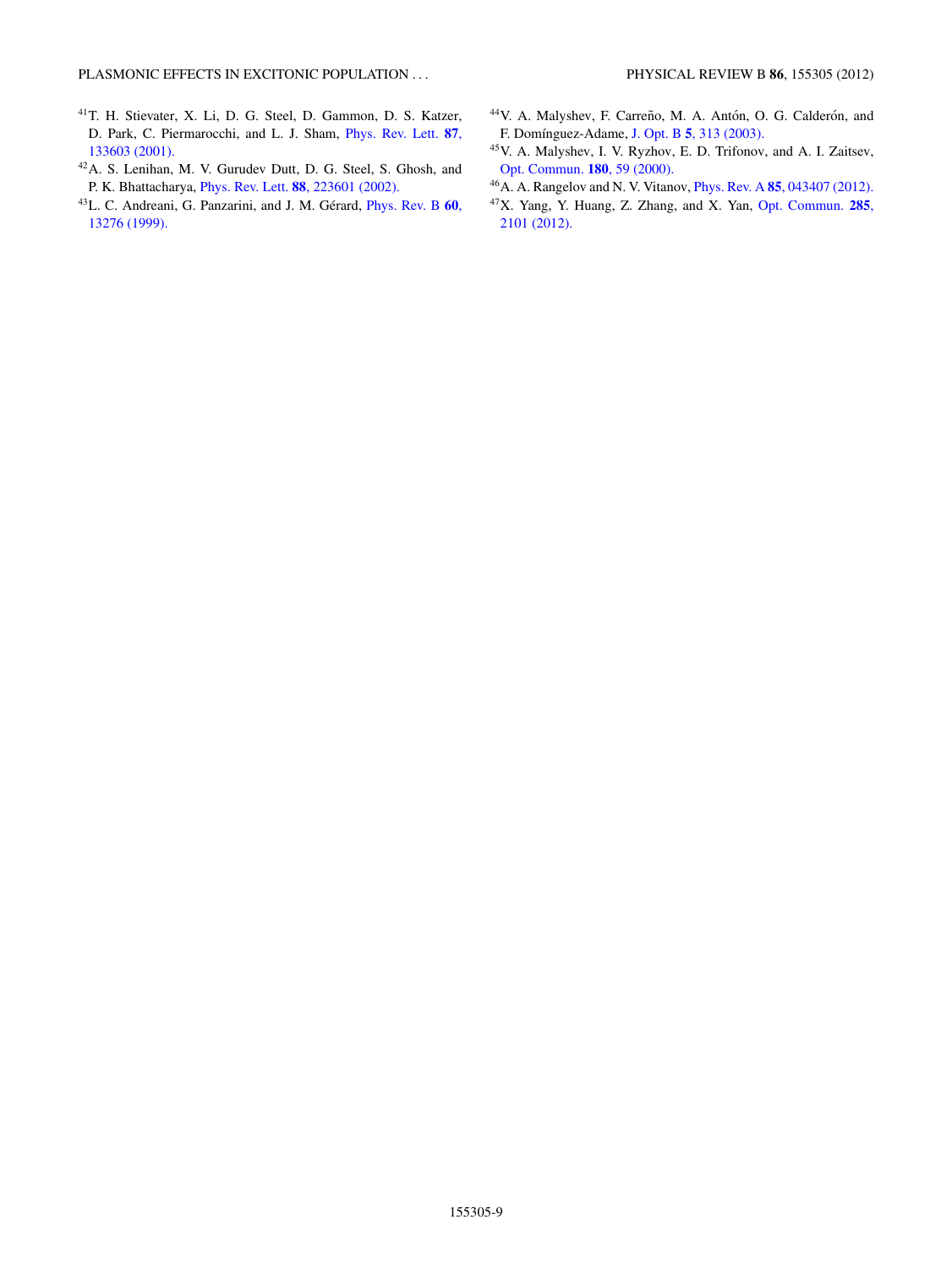[41] T. H. Stievater, X. Li, D. G. Steel, D. Gammon, D. S. Katzer, D. Park, C. Piermarocchi, and L. J. Sham, Phys. Rev. Lett. **87**, 133603 (2001).

[42] A. S. Lenihan, M. V. Gurudev Dutt, D. G. Steel, S. Ghosh, and P. K. Bhattacharya, Phys. Rev. Lett. **88**, 223601 (2002).

[43] L. C. Andreani, G. Panzarini, and J. M. Gérard, Phys. Rev. B **60**, 13276 (1999).

[44] V. A. Malyshev, F. Carreño, M. A. Antón, O. G. Calderón, and F. Domínguez-Adame, J. Opt. B **5**, 313 (2003).

[45] V. A. Malyshev, I. V. Ryzhov, E. D. Trifonov, and A. I. Zaitsev, Opt. Commun. **180**, 59 (2000).

[46] A. A. Rangelov and N. V. Vitanov, Phys. Rev. A **85**, 043407 (2012).

[47] X. Yang, Y. Huang, Z. Zhang, and X. Yan, Opt. Commun. **285**, 2101 (2012).